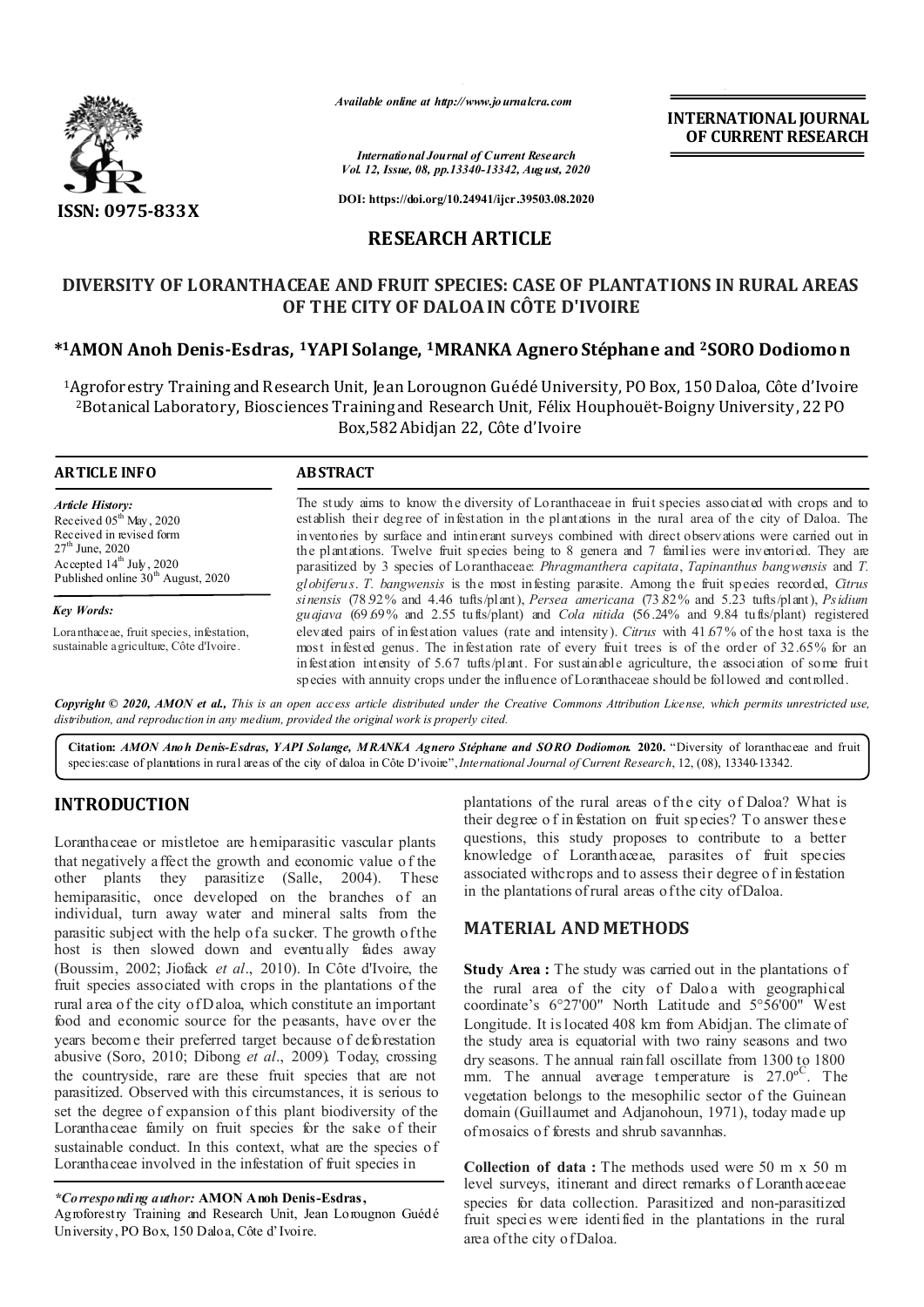# RESEARCH ARTICLE

## DIVERSITY OF LORANTHACEAE AND FRUIT SPECIES: CASE OF PLANTATIONS IN RURAL AREAS OF THE CITY OF DALOA IN CÔTE D'IVOIRE

**\*[1]AMON Anoh Denis-Esdras, [1]YAPI Solange, [1]MRANKA Agnero Stéphane and [2]SORO Dodiomon**

[1]Agroforestry Training and Research Unit, Jean Lorougnon Guédé University, PO Box, 150 Daloa, Côte d'Ivoire
[2]Botanical Laboratory, Biosciences Training and Research Unit, Félix Houphouët-Boigny University, 22 PO Box,582 Abidjan 22, Côte d'Ivoire

### ARTICLE INFO

*Article History:*
Received 05th May, 2020
Received in revised form 27th June, 2020
Accepted 14th July, 2020
Published online 30th August, 2020

*Key Words:*
Loranthaceae, fruit species, infestation, sustainable agriculture, Côte d'Ivoire.

### ABSTRACT

The study aims to know the diversity of Loranthaceae in fruit species associated with crops and to establish their degree of infestation in the plantations in the rural area of the city of Daloa. The inventories by surface and intinerant surveys combined with direct observations were carried out in the plantations. Twelve fruit species being to 8 genera and 7 families were inventoried. They are parasitized by 3 species of Loranthaceae: *Phragmanthera capitata*, *Tapinanthus bangwensis* and *T. globiferus*. *T. bangwensis* is the most infesting parasite. Among the fruit species recorded, *Citrus sinensis* (78.92% and 4.46 tufts/plant), *Persea americana* (73.82% and 5.23 tufts/plant), *Psidium guajava* (69.69% and 2.55 tufts/plant) and *Cola nitida* (56.24% and 9.84 tufts/plant) registered elevated pairs of infestation values (rate and intensity). *Citrus* with 41.67% of the host taxa is the most infested genus. The infestation rate of every fruit trees is of the order of 32.65% for an infestation intensity of 5.67 tufts/plant. For sustainable agriculture, the association of some fruit species with annuity crops under the influence of Loranthaceae should be followed and controlled.

*Copyright © 2020, AMON et al., This is an open access article distributed under the Creative Commons Attribution License, which permits unrestricted use, distribution, and reproduction in any medium, provided the original work is properly cited.*

**Citation:** ***AMON Anoh Denis-Esdras, YAPI Solange, MRANKA Agnero Stéphane and SORO Dodiomon.* 2020.** "Diversity of loranthaceae and fruit species:case of plantations in rural areas of the city of daloa in Côte D'ivoire", *International Journal of Current Research*, 12, (08), 13340-13342.

## INTRODUCTION

Loranthaceae or mistletoe are hemiparasitic vascular plants that negatively affect the growth and economic value of the other plants they parasitize (Salle, 2004). These hemiparasitic, once developed on the branches of an individual, turn away water and mineral salts from the parasitic subject with the help of a sucker. The growth of the host is then slowed down and eventually fades away (Boussim, 2002; Jiofack *et al*., 2010). In Côte d'Ivoire, the fruit species associated with crops in the plantations of the rural area of the city of Daloa, which constitute an important food and economic source for the peasants, have over the years become their preferred target because of deforestation abusive (Soro, 2010; Dibong *et al*., 2009). Today, crossing the countryside, rare are these fruit species that are not parasitized. Observed with this circumstances, it is serious to set the degree of expansion of this plant biodiversity of the Loranthaceae family on fruit species for the sake of their sustainable conduct. In this context, what are the species of Loranthaceae involved in the infestation of fruit species in plantations of the rural areas of the city of Daloa? What is their degree of infestation on fruit species? To answer these questions, this study proposes to contribute to a better knowledge of Loranthaceae, parasites of fruit species associated withcrops and to assess their degree of infestation in the plantations of rural areas of the city of Daloa.

## MATERIAL AND METHODS

**Study Area :** The study was carried out in the plantations of the rural area of the city of Daloa with geographical coordinate's 6°27'00" North Latitude and 5°56'00" West Longitude. It is located 408 km from Abidjan. The climate of the study area is equatorial with two rainy seasons and two dry seasons. The annual rainfall oscillate from 1300 to 1800 mm. The annual average temperature is $27.0^{o}C$. The vegetation belongs to the mesophilic sector of the Guinean domain (Guillaumet and Adjanohoun, 1971), today made up of mosaics of forests and shrub savannhas.

**Collection of data :** The methods used were 50 m x 50 m level surveys, itinerant and direct remarks of Loranthaceae species for data collection. Parasitized and non-parasitized fruit species were identified in the plantations in the rural area of the city of Daloa.

*\*Corresponding author:* **AMON Anoh Denis-Esdras,**
Agroforestry Training and Research Unit, Jean Lorougnon Guédé University, PO Box, 150 Daloa, Côte d'Ivoire.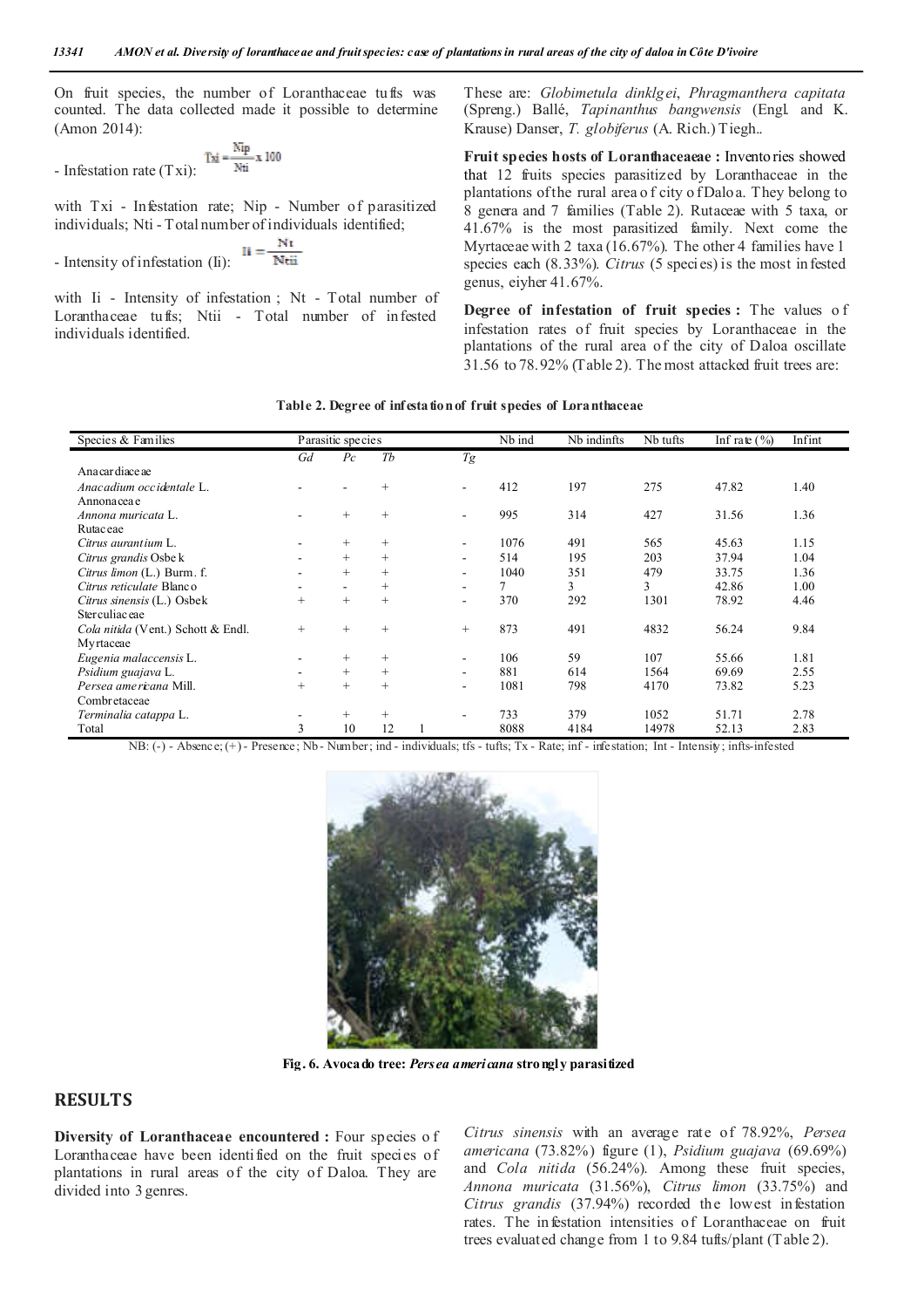On fruit species, the number of Loranthaceae tufts was counted. The data collected made it possible to determine (Amon 2014):

- Infestation rate (Txi): $Txi = \frac{Nip}{Nti} \times 100$

with Txi - Infestation rate; Nip - Number of parasitized individuals; Nti - Total number of individuals identified;

- Intensity of infestation (Ii): $Ii = \frac{Nt}{Ntii}$

with Ii - Intensity of infestation ; Nt - Total number of Loranthaceae tufts; Ntii - Total number of infested individuals identified.

These are: *Globimetula dinklgei*, *Phragmanthera capitata* (Spreng.) Ballé, *Tapinanthus bangwensis* (Engl. and K. Krause) Danser, *T. globiferus* (A. Rich.) Tiegh..

**Fruit species hosts of Loranthaceaeae :** Inventories showed that 12 fruits species parasitized by Loranthaceae in the plantations of the rural area of city of Daloa. They belong to 8 genera and 7 families (Table 2). Rutaceae with 5 taxa, or 41.67% is the most parasitized family. Next come the Myrtaceae with 2 taxa (16.67%). The other 4 families have 1 species each (8.33%). *Citrus* (5 species) is the most infested genus, eiyher 41.67%.

**Degree of infestation of fruit species :** The values of infestation rates of fruit species by Loranthaceae in the plantations of the rural area of the city of Daloa oscillate 31.56 to 78.92% (Table 2). The most attacked fruit trees are:

**Table 2. Degree of infestation of fruit species of Loranthaceae**

| Species & Families | Parasitic species | | | | Nb ind | Nb indinfts | Nb tufts | Inf rate (%) | Infint |
|---|---|---|---|---|---|---|---|---|---|
| | *Gd* | *Pc* | *Tb* | *Tg* | | | | | |
| Anacardiaceae | | | | | | | | | |
| *Anacadium occidentale* L. | - | - | + | - | 412 | 197 | 275 | 47.82 | 1.40 |
| Annonaceae | | | | | | | | | |
| *Annona muricata* L. | - | + | + | - | 995 | 314 | 427 | 31.56 | 1.36 |
| Rutaceae | | | | | | | | | |
| *Citrus aurantium* L. | - | + | + | - | 1076 | 491 | 565 | 45.63 | 1.15 |
| *Citrus grandis* Osbek | - | + | + | - | 514 | 195 | 203 | 37.94 | 1.04 |
| *Citrus limon* (L.) Burm. f. | - | + | + | - | 1040 | 351 | 479 | 33.75 | 1.36 |
| *Citrus reticulate* Blanco | - | - | + | - | 7 | 3 | 3 | 42.86 | 1.00 |
| *Citrus sinensis* (L.) Osbek | + | + | + | - | 370 | 292 | 1301 | 78.92 | 4.46 |
| Sterculiaceae | | | | | | | | | |
| *Cola nitida* (Vent.) Schott & Endl. | + | + | + | + | 873 | 491 | 4832 | 56.24 | 9.84 |
| Myrtaceae | | | | | | | | | |
| *Eugenia malaccensis* L. | - | + | + | - | 106 | 59 | 107 | 55.66 | 1.81 |
| *Psidium guajava* L. | - | + | + | - | 881 | 614 | 1564 | 69.69 | 2.55 |
| *Persea americana* Mill. | + | + | + | - | 1081 | 798 | 4170 | 73.82 | 5.23 |
| Combretaceae | | | | | | | | | |
| *Terminalia catappa* L. | - | + | + | - | 733 | 379 | 1052 | 51.71 | 2.78 |
| Total | 3 | 10 | 12 | 1 | 8088 | 4184 | 14978 | 52.13 | 2.83 |

NB: (-) - Absence; (+) - Presence; Nb - Number; ind - individuals; tfs - tufts; Tx - Rate; inf - infestation; Int - Intensity; infts-infested

**Fig. 6. Avocado tree: *Persea americana* strongly parasitized**

## RESULTS

**Diversity of Loranthaceae encountered :** Four species of Loranthaceae have been identified on the fruit species of plantations in rural areas of the city of Daloa. They are divided into 3 genres.

*Citrus sinensis* with an average rate of 78.92%, *Persea americana* (73.82%) figure (1), *Psidium guajava* (69.69%) and *Cola nitida* (56.24%). Among these fruit species, *Annona muricata* (31.56%), *Citrus limon* (33.75%) and *Citrus grandis* (37.94%) recorded the lowest infestation rates. The infestation intensities of Loranthaceae on fruit trees evaluated change from 1 to 9.84 tufts/plant (Table 2).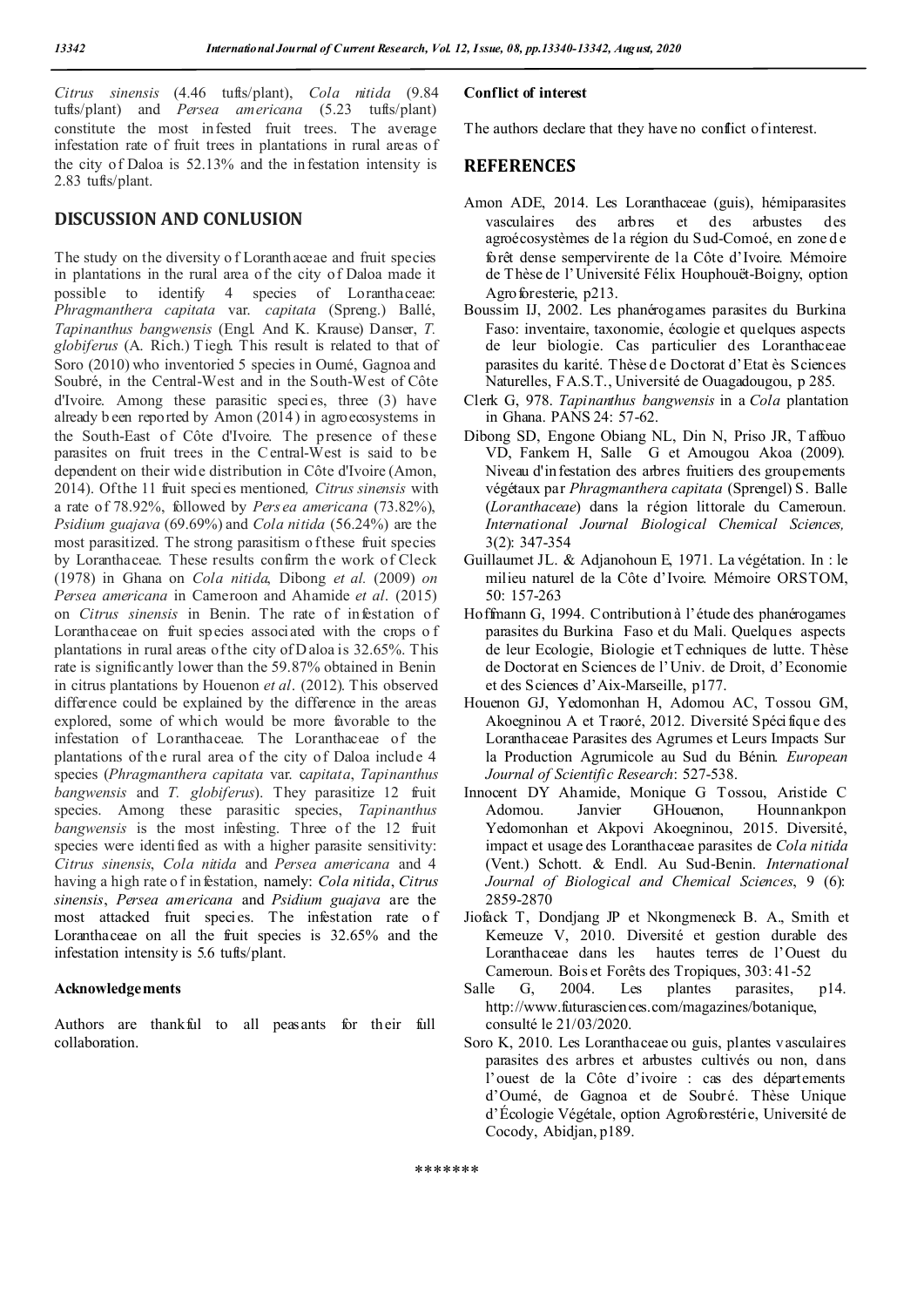*Citrus sinensis* (4.46 tufts/plant), *Cola nitida* (9.84 tufts/plant) and *Persea americana* (5.23 tufts/plant) constitute the most infested fruit trees. The average infestation rate of fruit trees in plantations in rural areas of the city of Daloa is 52.13% and the infestation intensity is 2.83 tufts/plant.

## DISCUSSION AND CONLUSION

The study on the diversity of Loranthaceae and fruit species in plantations in the rural area of the city of Daloa made it possible to identify 4 species of Loranthaceae: *Phragmanthera capitata* var. *capitata* (Spreng.) Ballé, *Tapinanthus bangwensis* (Engl. And K. Krause) Danser, *T. globiferus* (A. Rich.) Tiegh. This result is related to that of Soro (2010) who inventoried 5 species in Oumé, Gagnoa and Soubré, in the Central-West and in the South-West of Côte d'Ivoire. Among these parasitic species, three (3) have already been reported by Amon (2014) in agroecosystems in the South-East of Côte d'Ivoire. The presence of these parasites on fruit trees in the Central-West is said to be dependent on their wide distribution in Côte d'Ivoire (Amon, 2014). Of the 11 fruit species mentioned, *Citrus sinensis* with a rate of 78.92%, followed by *Persea americana* (73.82%), *Psidium guajava* (69.69%) and *Cola nitida* (56.24%) are the most parasitized. The strong parasitism of these fruit species by Loranthaceae. These results confirm the work of Cleck (1978) in Ghana on *Cola nitida*, Dibong *et al.* (2009) *on Persea americana* in Cameroon and Ahamide *et al*. (2015) on *Citrus sinensis* in Benin. The rate of infestation of Loranthaceae on fruit species associated with the crops of plantations in rural areas of the city of Daloa is 32.65%. This rate is significantly lower than the 59.87% obtained in Benin in citrus plantations by Houenon *et al*. (2012). This observed difference could be explained by the difference in the areas explored, some of which would be more favorable to the infestation of Loranthaceae. The Loranthaceae of the plantations of the rural area of the city of Daloa include 4 species (*Phragmanthera capitata* var. *capitata*, *Tapinanthus bangwensis* and *T. globiferus*). They parasitize 12 fruit species. Among these parasitic species, *Tapinanthus bangwensis* is the most infesting. Three of the 12 fruit species were identified as with a higher parasite sensitivity: *Citrus sinensis*, *Cola nitida* and *Persea americana* and 4 having a high rate of infestation, namely: *Cola nitida*, *Citrus sinensis*, *Persea americana* and *Psidium guajava* are the most attacked fruit species. The infestation rate of Loranthaceae on all the fruit species is 32.65% and the infestation intensity is 5.6 tufts/plant.

### Acknowledgements

Authors are thankful to all peasants for their full collaboration.

### Conflict of interest

The authors declare that they have no conflict of interest.

## REFERENCES

Amon ADE, 2014. Les Loranthaceae (guis), hémiparasites vasculaires des arbres et des arbustes des agroécosystèmes de la région du Sud-Comoé, en zone de forêt dense sempervirente de la Côte d'Ivoire. Mémoire de Thèse de l'Université Félix Houphouët-Boigny, option Agroforesterie, p213.

Boussim IJ, 2002. Les phanérogames parasites du Burkina Faso: inventaire, taxonomie, écologie et quelques aspects de leur biologie. Cas particulier des Loranthaceae parasites du karité. Thèse de Doctorat d'Etat ès Sciences Naturelles, F.A.S.T., Université de Ouagadougou, p 285.

Clerk G, 978. *Tapinanthus bangwensis* in a *Cola* plantation in Ghana. PANS 24: 57-62.

Dibong SD, Engone Obiang NL, Din N, Priso JR, Taffouo VD, Fankem H, Salle G et Amougou Akoa (2009). Niveau d'infestation des arbres fruitiers des groupements végétaux par *Phragmanthera capitata* (Sprengel) S. Balle (*Loranthaceae*) dans la région littorale du Cameroun. *International Journal Biological Chemical Sciences,* 3(2): 347-354

Guillaumet JL. & Adjanohoun E, 1971. La végétation. In : le milieu naturel de la Côte d'Ivoire. Mémoire ORSTOM, 50: 157-263

Hoffmann G, 1994. Contribution à l'étude des phanérogames parasites du Burkina Faso et du Mali. Quelques aspects de leur Ecologie, Biologie et Techniques de lutte. Thèse de Doctorat en Sciences de l'Univ. de Droit, d'Economie et des Sciences d'Aix-Marseille, p177.

Houenon GJ, Yedomonhan H, Adomou AC, Tossou GM, Akoegninou A et Traoré, 2012. Diversité Spécifique des Loranthaceae Parasites des Agrumes et Leurs Impacts Sur la Production Agrumicole au Sud du Bénin. *European Journal of Scientific Research*: 527-538.

Innocent DY Ahamide, Monique G Tossou, Aristide C Adomou. Janvier GHouenon, Hounnankpon Yedomonhan et Akpovi Akoegninou, 2015. Diversité, impact et usage des Loranthaceae parasites de *Cola nitida* (Vent.) Schott. & Endl. Au Sud-Benin. *International Journal of Biological and Chemical Sciences*, 9 (6): 2859-2870

Jiofack T, Dondjang JP et Nkongmeneck B. A., Smith et Kemeuze V, 2010. Diversité et gestion durable des Loranthaceae dans les hautes terres de l'Ouest du Cameroun. Bois et Forêts des Tropiques, 303: 41-52

Salle G, 2004. Les plantes parasites, p14. http://www.futurasciences.com/magazines/botanique, consulté le 21/03/2020.

Soro K, 2010. Les Loranthaceae ou guis, plantes vasculaires parasites des arbres et arbustes cultivés ou non, dans l'ouest de la Côte d'ivoire : cas des départements d'Oumé, de Gagnoa et de Soubré. Thèse Unique d'Écologie Végétale, option Agroforestérie, Université de Cocody, Abidjan, p189.

*******